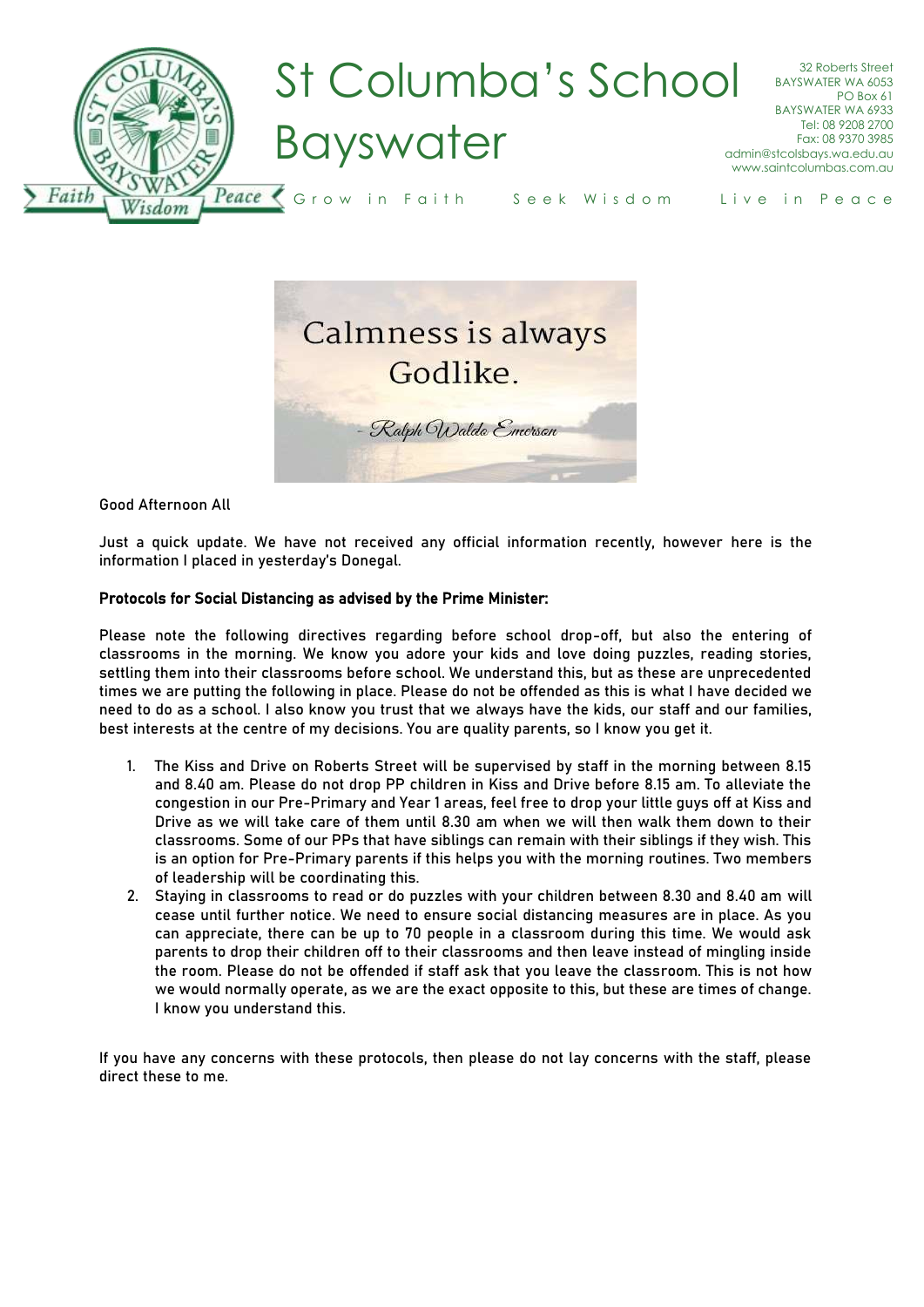# St Columba's School Bayswater

32 Roberts Street
BAYSWATER WA 6053
PO Box 61
BAYSWATER WA 6933
Tel: 08 9208 2700
Fax: 08 9370 3985
admin@stcolsbays.wa.edu.au
www.saintcolumbas.com.au

Grow in Faith    Seek Wisdom    Live in Peace

Calmness is always Godlike.

- Ralph Waldo Emerson

Good Afternoon All

Just a quick update. We have not received any official information recently, however here is the information I placed in yesterday's Donegal.

**Protocols for Social Distancing as advised by the Prime Minister:**

Please note the following directives regarding before school drop-off, but also the entering of classrooms in the morning. We know you adore your kids and love doing puzzles, reading stories, settling them into their classrooms before school. We understand this, but as these are unprecedented times we are putting the following in place. Please do not be offended as this is what I have decided we need to do as a school. I also know you trust that we always have the kids, our staff and our families, best interests at the centre of my decisions. You are quality parents, so I know you get it.

1. The Kiss and Drive on Roberts Street will be supervised by staff in the morning between 8.15 and 8.40 am. Please do not drop PP children in Kiss and Drive before 8.15 am. To alleviate the congestion in our Pre-Primary and Year 1 areas, feel free to drop your little guys off at Kiss and Drive as we will take care of them until 8.30 am when we will then walk them down to their classrooms. Some of our PPs that have siblings can remain with their siblings if they wish. This is an option for Pre-Primary parents if this helps you with the morning routines. Two members of leadership will be coordinating this.
2. Staying in classrooms to read or do puzzles with your children between 8.30 and 8.40 am will cease until further notice. We need to ensure social distancing measures are in place. As you can appreciate, there can be up to 70 people in a classroom during this time. We would ask parents to drop their children off to their classrooms and then leave instead of mingling inside the room. Please do not be offended if staff ask that you leave the classroom. This is not how we would normally operate, as we are the exact opposite to this, but these are times of change. I know you understand this.

If you have any concerns with these protocols, then please do not lay concerns with the staff, please direct these to me.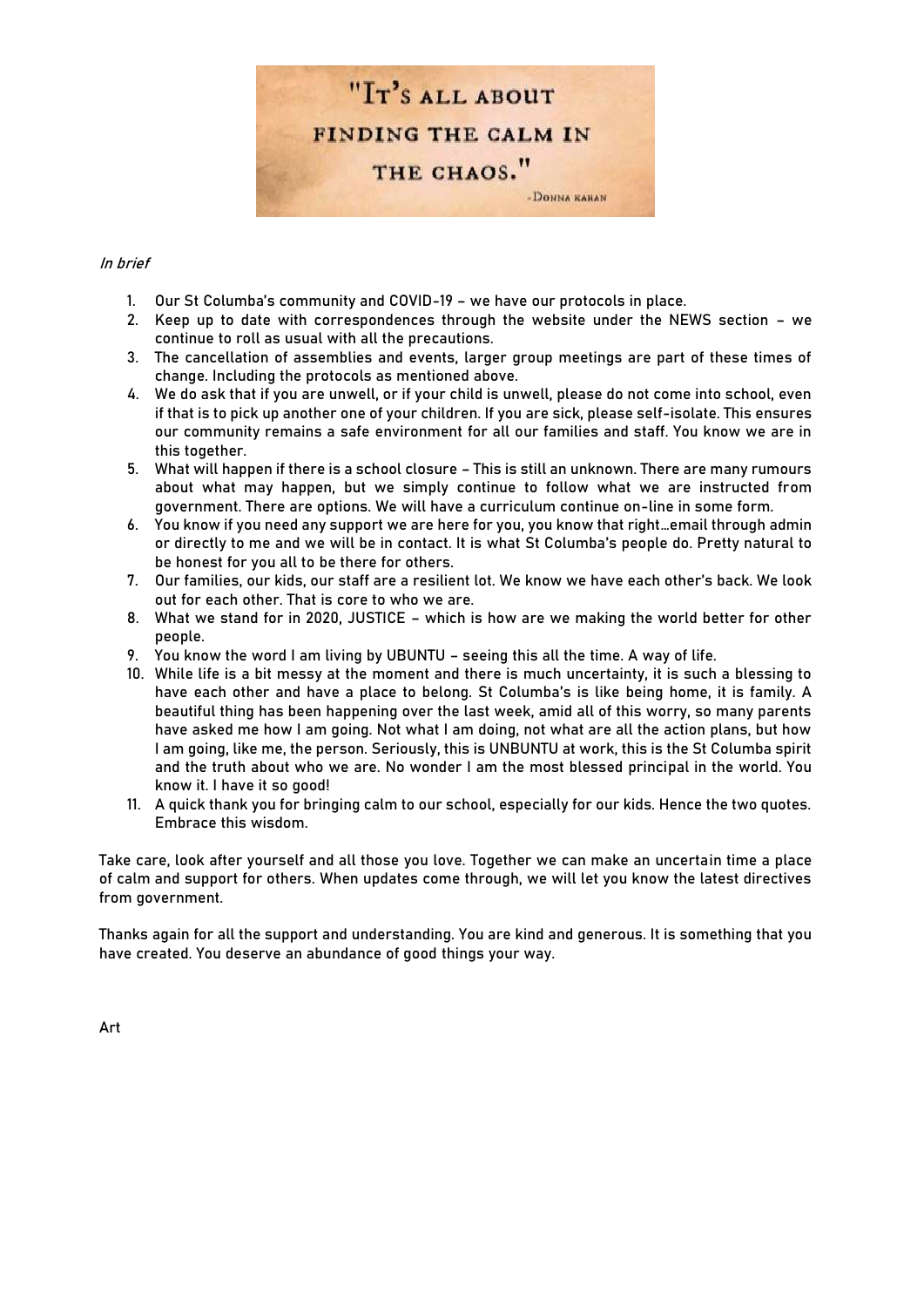"It's all about finding the calm in the chaos."

- Donna Karan

*In brief*

1. Our St Columba's community and COVID-19 – we have our protocols in place.
2. Keep up to date with correspondences through the website under the NEWS section – we continue to roll as usual with all the precautions.
3. The cancellation of assemblies and events, larger group meetings are part of these times of change. Including the protocols as mentioned above.
4. We do ask that if you are unwell, or if your child is unwell, please do not come into school, even if that is to pick up another one of your children. If you are sick, please self-isolate. This ensures our community remains a safe environment for all our families and staff. You know we are in this together.
5. What will happen if there is a school closure – This is still an unknown. There are many rumours about what may happen, but we simply continue to follow what we are instructed from government. There are options. We will have a curriculum continue on-line in some form.
6. You know if you need any support we are here for you, you know that right…email through admin or directly to me and we will be in contact. It is what St Columba's people do. Pretty natural to be honest for you all to be there for others.
7. Our families, our kids, our staff are a resilient lot. We know we have each other's back. We look out for each other. That is core to who we are.
8. What we stand for in 2020, JUSTICE – which is how are we making the world better for other people.
9. You know the word I am living by UBUNTU – seeing this all the time. A way of life.
10. While life is a bit messy at the moment and there is much uncertainty, it is such a blessing to have each other and have a place to belong. St Columba's is like being home, it is family. A beautiful thing has been happening over the last week, amid all of this worry, so many parents have asked me how I am going. Not what I am doing, not what are all the action plans, but how I am going, like me, the person. Seriously, this is UNBUNTU at work, this is the St Columba spirit and the truth about who we are. No wonder I am the most blessed principal in the world. You know it. I have it so good!
11. A quick thank you for bringing calm to our school, especially for our kids. Hence the two quotes. Embrace this wisdom.

Take care, look after yourself and all those you love. Together we can make an uncertain time a place of calm and support for others. When updates come through, we will let you know the latest directives from government.

Thanks again for all the support and understanding. You are kind and generous. It is something that you have created. You deserve an abundance of good things your way.

Art